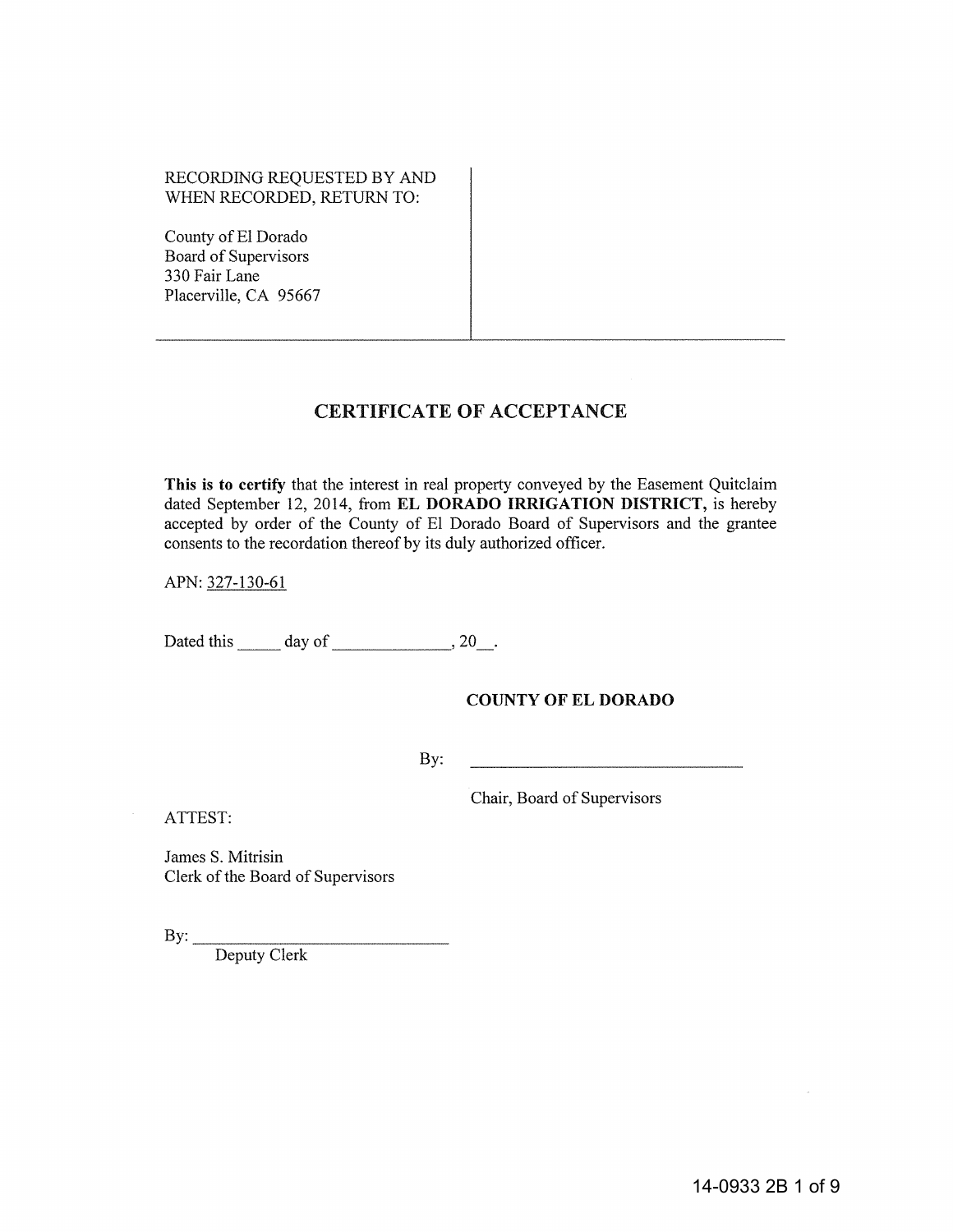RECORDING REQUESTED BY AND
WHEN RECORDED, RETURN TO:

County of El Dorado
Board of Supervisors
330 Fair Lane
Placerville, CA 95667

# CERTIFICATE OF ACCEPTANCE

**This is to certify** that the interest in real property conveyed by the Easement Quitclaim dated September 12, 2014, from **EL DORADO IRRIGATION DISTRICT,** is hereby accepted by order of the County of El Dorado Board of Supervisors and the grantee consents to the recordation thereof by its duly authorized officer.

APN: 327-130-61

Dated this _____ day of _____________, 20__.

**COUNTY OF EL DORADO**

By: ______________________________

Chair, Board of Supervisors

ATTEST:

James S. Mitrisin
Clerk of the Board of Supervisors

By: ______________________________
Deputy Clerk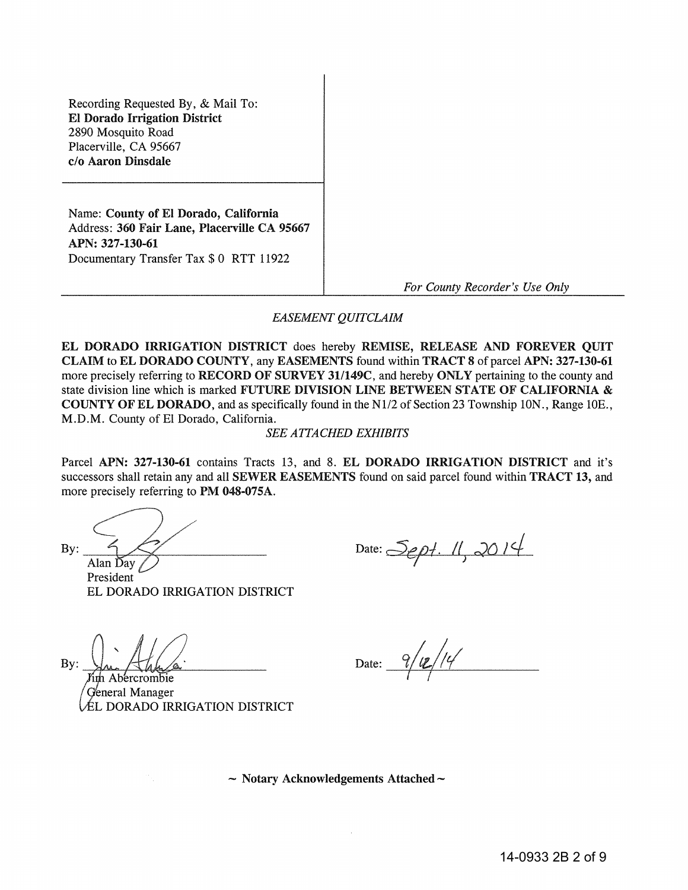Recording Requested By, & Mail To:
**El Dorado Irrigation District**
2890 Mosquito Road
Placerville, CA 95667
**c/o Aaron Dinsdale**

Name: **County of El Dorado, California**
Address: **360 Fair Lane, Placerville CA 95667**
**APN: 327-130-61**
Documentary Transfer Tax $ 0 RTT 11922

*For County Recorder's Use Only*

*EASEMENT QUITCLAIM*

**EL DORADO IRRIGATION DISTRICT** does hereby **REMISE, RELEASE AND FOREVER QUIT CLAIM** to **EL DORADO COUNTY**, any **EASEMENTS** found within **TRACT 8** of parcel **APN: 327-130-61** more precisely referring to **RECORD OF SURVEY 31/149C**, and hereby **ONLY** pertaining to the county and state division line which is marked **FUTURE DIVISION LINE BETWEEN STATE OF CALIFORNIA & COUNTY OF EL DORADO**, and as specifically found in the N1/2 of Section 23 Township 10N., Range 10E., M.D.M. County of El Dorado, California.

*SEE ATTACHED EXHIBITS*

Parcel **APN: 327-130-61** contains Tracts 13, and 8. **EL DORADO IRRIGATION DISTRICT** and it's successors shall retain any and all **SEWER EASEMENTS** found on said parcel found within **TRACT 13,** and more precisely referring to **PM 048-075A.**

By: _______________________
Alan Day
President
EL DORADO IRRIGATION DISTRICT

Date: Sept. 11, 2014

By: _______________________
Jim Abercrombie
General Manager
EL DORADO IRRIGATION DISTRICT

Date: 9/12/14

**~ Notary Acknowledgements Attached ~**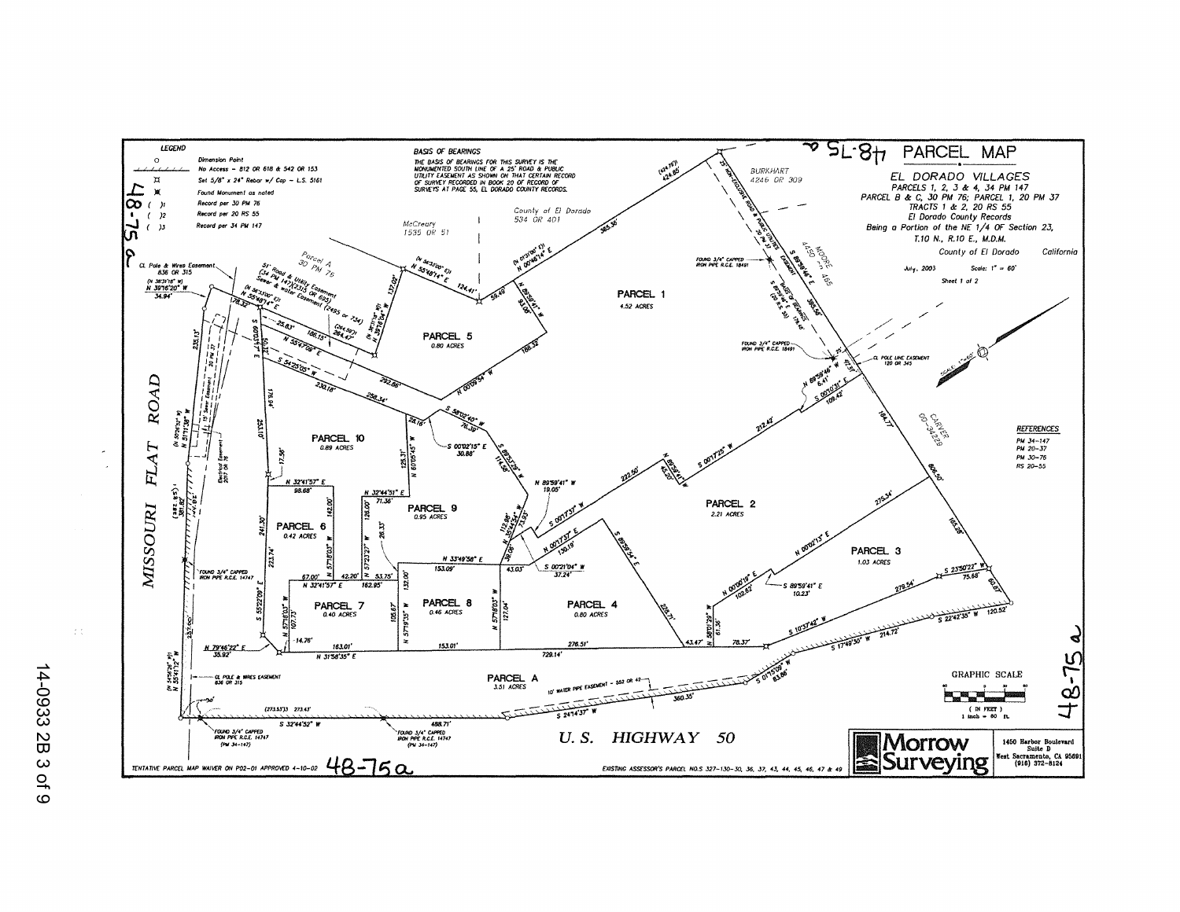# PARCEL MAP

## EL DORADO VILLAGES

PARCELS 1, 2, 3 & 4, 34 PM 147
PARCEL B & C, 30 PM 76; PARCEL 1, 20 PM 37
TRACTS 1 & 2, 20 RS 55
El Dorado County Records
Being a Portion of the NE 1/4 OF Section 23,
T.10 N., R.10 E., M.D.M.

County of El Dorado — California

July, 2003 — Scale: 1" = 60'

Sheet 1 of 2

**LEGEND**

- ○ Dimension Point
- No Access – 812 OR 618 & 542 OR 153
- Set 5/8" x 24" Rebar w/ Cap – L.S. 5161
- Found Monument as noted
- ( )1 Record per 30 PM 76
- ( )2 Record per 20 RS 55
- ( )3 Record per 34 PM 147

**BASIS OF BEARINGS**

THE BASIS OF BEARINGS FOR THIS SURVEY IS THE MONUMENTED SOUTH LINE OF A 25' ROAD & PUBLIC UTILITY EASEMENT AS SHOWN ON THAT CERTAIN RECORD OF SURVEY RECORDED IN BOOK 20 OF RECORD OF SURVEYS AT PAGE 55, EL DORADO COUNTY RECORDS.

**REFERENCES**

- PM 34-147
- PM 20-37
- PM 30-76
- RS 20-55

PARCEL 1 — 4.52 ACRES
PARCEL 2 — 2.21 ACRES
PARCEL 3 — 1.03 ACRES
PARCEL 4 — 0.80 ACRES
PARCEL 5 — 0.80 ACRES
PARCEL 6 — 0.42 ACRES
PARCEL 7 — 0.40 ACRES
PARCEL 8 — 0.46 ACRES
PARCEL 9 — 0.95 ACRES
PARCEL 10 — 0.89 ACRES
PARCEL A — 3.51 ACRES

MISSOURI FLAT ROAD

U. S. HIGHWAY 50

McCreary 1535 OR 51
County of El Dorado 534 OR 401
BURKHART 4246 OR 309
MOORE 4450 OR 465
CARVER 00-34229
Parcel A 30 PM 76

CL Pole & Wires Easement 836 OR 315
51' Road & Utility Easement (34 PM 147)(2315 OR 695)
Sewer & Water Easement (2495 or 734)
10' WATER PIPE EASEMENT – 552 OR 42
CL POLE LINE EASEMENT 120 OR 345
Electrical Easement 2017 OR 76
25' NON-EXCLUSIVE ROAD & PUBLIC UTILITIES EASEMENT 20 PM 37
BASIS OF BEARINGS (20 RS 55)

FOUND 3/4" CAPPED IRON PIPE R.C.E. 18491
FOUND 3/4" CAPPED IRON PIPE R.C.E. 14747 (PM 34-147)

GRAPHIC SCALE (IN FEET) 1 inch = 60 ft.

TENTATIVE PARCEL MAP WAIVER ON P02-01 APPROVED 4-10-02

EXISTING ASSESSOR'S PARCEL NO.S 327-130-30, 36, 37, 43, 44, 45, 46, 47 & 49

**Morrow Surveying**
1450 Harbor Boulevard
Suite D
West Sacramento, CA 95691
(916) 372-8124

48-75a

14-0933 2B 3 of 9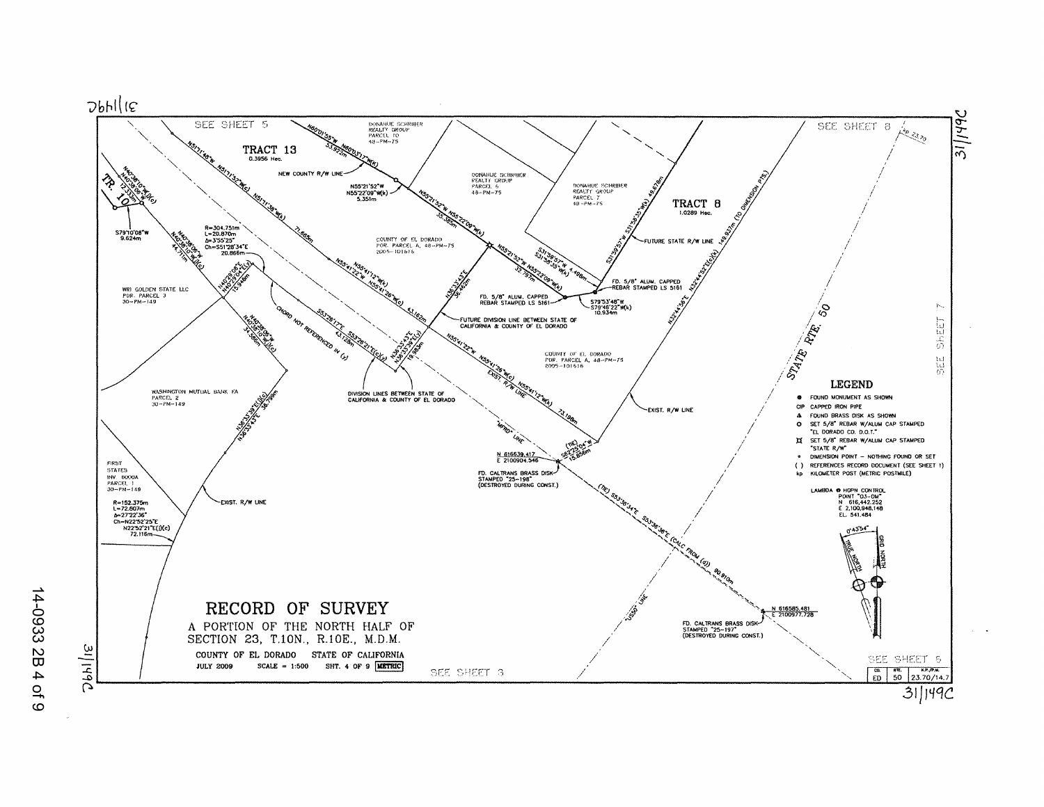# RECORD OF SURVEY

A PORTION OF THE NORTH HALF OF SECTION 23, T.10N., R.10E., M.D.M.

COUNTY OF EL DORADO STATE OF CALIFORNIA

JULY 2009 SCALE = 1:500 SHT. 4 OF 9 METRIC

SEE SHEET 5

SEE SHEET 8

SEE SHEET 7

SEE SHEET 6

SEE SHEET 3

TRACT 13
0.3956 Hec.

TRACT 8
1.0289 Hec.

TR. 10

DONAHUE SCHRIBER REALTY GROUP PARCEL 10 48-PM-75

DONAHUE SCHRIBER REALTY GROUP PARCEL 6 48-PM-75

DONAHUE SCHRIBER REALTY GROUP PARCEL 7 48-PM-75

COUNTY OF EL DORADO POR. PARCEL A, 48-PM-75 2005-101616

COUNTY OF EL DORADO POR. PARCEL A, 48-PM-75 2005-101616

WRI GOLDEN STATE LLC POR. PARCEL 3 30-PM-149

WASHINGTON MUTUAL BANK FA PARCEL 2 30-PM-149

FIRST STATES INV. 6000A PARCEL 1 30-PM-149

STATE RTE. 50

NEW COUNTY R/W LINE

FUTURE STATE R/W LINE

FUTURE DIVISION LINE BETWEEN STATE OF CALIFORNIA & COUNTY OF EL DORADO

DIVISION LINES BETWEEN STATE OF CALIFORNIA & COUNTY OF EL DORADO

EXIST. R/W LINE

"MFRD" LINE

"U50" LINE

CHORD NOT REFERENCED IN (y)

N60°01'55"W N60°03'17"W(k) 53.922m

N55°21'52"W N55°22'09"W(k) 5.351m

N55°21'52"W N55°22'09"W(k) 35.385m

N55°21'52"W N55°22'09"W(k) 32.787m

S31°58'57"W S31°58'35"W(k) 4.498m

S31°58'57"W S31°58'35"W(k) 49.678m

N32°44'56"E N32°44'52"E(c)(k) 149.837m (TO DIMENSION PTS)

N36°33'43"E 36.462m

N51°11'48"W N51°11'32"W(c) N51°11'38"W(k) 71.665m

N55°41'12"W(k) N55°41'22"W N55°41'26"W(c) 43.182m

N55°41'22"W N55°41'26"W(c) N55°41'12"W(k) 73.198m

N40°38'10"W N40°38'06"W(j)(c) 12.333m

S79°10'08"W 9.624m

N40°38'06"W N40°38'10"W(j)(c) 44.711m

R=304.751m L=20.870m Δ=3°55'25" Ch=S51°28'34"E 20.866m

N40°29'08"E N40°29'04"E(y) 15.946m

S53°26'17"E S53°26'21"E(c)(y) 43.128m

N36°33'43"E N36°33'39"E(y) 10.983m

N40°38'05"W N40°38'10"W(j)(c) 31.586m

N36°33'39"E(j)(c) N36°33'43"E 36.799m

R=152.375m L=72.607m Δ=27°22'36" Ch=N22°52'25"E N22°52'21"E(j)(c) 72.116m

FD. 5/8" ALUM. CAPPED REBAR STAMPED LS 5161

FD. 5/8" ALUM. CAPPED REBAR STAMPED LS 5161

S79°53'48"W S79°46'22"W(k) 10.934m

(TIE) S62°25'04"W 15.656m

N 616539.417
E 2100904.546

FD. CALTRANS BRASS DISK STAMPED "25-198" (DESTROYED DURING CONST.)

(TIE) S53°36'34"E S53°36'38"E (CALC FROM (d)) 90.910m

N 616585.481
E 2100977.728

FD. CALTRANS BRASS DISK STAMPED "25-197" (DESTROYED DURING CONST.)

kp 23.70

## LEGEND

- ● FOUND MONUMENT AS SHOWN
- CIP CAPPED IRON PIPE
- ▲ FOUND BRASS DISK AS SHOWN
- ○ SET 5/8" REBAR W/ALUM CAP STAMPED "EL DORADO CO. D.O.T."
- ⌑ SET 5/8" REBAR W/ALUM CAP STAMPED "STATE R/W"
- • DIMENSION POINT - NOTHING FOUND OR SET
- ( ) REFERENCES RECORD DOCUMENT (SEE SHEET 1)
- kp KILOMETER POST (METRIC POSTMILE)

LAMBDA @ HSPN CONTROL POINT "03-DM"
N 616,442.252
E 2,100,948.148
EL. 541.484

0°43'54"

TRUE NORTH

GRID NORTH

| CO. | RTE. | K.P./P.M. |
|---|---|---|
| ED | 50 | 23.70/14.7 |

31/149C

14-0933 2B 4 of 9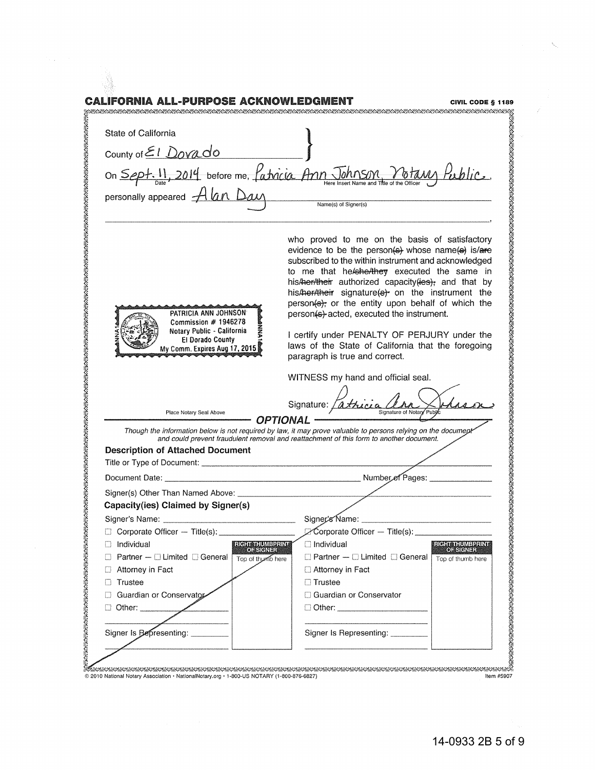# CALIFORNIA ALL-PURPOSE ACKNOWLEDGMENT

**CIVIL CODE § 1189**

State of California

County of El Dorado

On Sept. 11, 2014 before me, Patricia Ann Johnson, Notary Public,
(Date) (Here Insert Name and Title of the Officer)

personally appeared Alan Day
(Name(s) of Signer(s))

who proved to me on the basis of satisfactory evidence to be the person~~(s)~~ whose name~~(s)~~ is/~~are~~ subscribed to the within instrument and acknowledged to me that he/~~she/they~~ executed the same in his/~~her/their~~ authorized capacity~~(ies)~~, and that by his/~~her/their~~ signature~~(s)~~ on the instrument the person~~(s)~~, or the entity upon behalf of which the person~~(s)~~ acted, executed the instrument.

PATRICIA ANN JOHNSON
Commission # 1946278
Notary Public - California
El Dorado County
My Comm. Expires Aug 17, 2015

Place Notary Seal Above

I certify under PENALTY OF PERJURY under the laws of the State of California that the foregoing paragraph is true and correct.

WITNESS my hand and official seal.

Signature: Patricia Ann Johnson
(Signature of Notary Public)

## OPTIONAL

*Though the information below is not required by law, it may prove valuable to persons relying on the document and could prevent fraudulent removal and reattachment of this form to another document.*

### Description of Attached Document

Title or Type of Document: ______

Document Date: ______ Number of Pages: ______

Signer(s) Other Than Named Above: ______

### Capacity(ies) Claimed by Signer(s)

Signer's Name: ______
- ☐ Corporate Officer — Title(s): ______
- ☐ Individual
- ☐ Partner — ☐ Limited ☐ General
- ☐ Attorney in Fact
- ☐ Trustee
- ☐ Guardian or Conservator
- ☐ Other: ______

Signer Is Representing: ______

RIGHT THUMBPRINT OF SIGNER
Top of thumb here

Signer's Name: ______
- ☐ Corporate Officer — Title(s): ______
- ☐ Individual
- ☐ Partner — ☐ Limited ☐ General
- ☐ Attorney in Fact
- ☐ Trustee
- ☐ Guardian or Conservator
- ☐ Other: ______

Signer Is Representing: ______

RIGHT THUMBPRINT OF SIGNER
Top of thumb here

© 2010 National Notary Association • NationalNotary.org • 1-800-US NOTARY (1-800-876-6827) Item #5907

14-0933 2B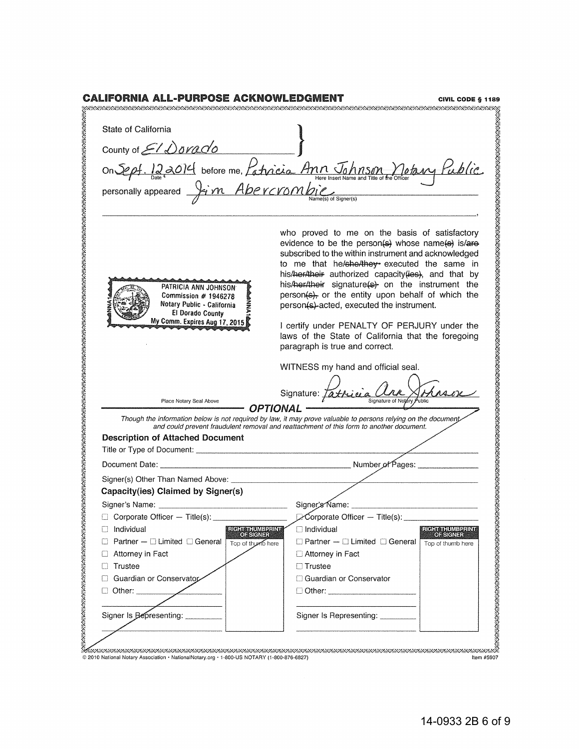# CALIFORNIA ALL-PURPOSE ACKNOWLEDGMENT

**CIVIL CODE § 1189**

State of California

County of El Dorado

On Sept. 12 2014 before me, Patricia Ann Johnson Notary Public
(Date) (Here Insert Name and Title of the Officer)

personally appeared Jim Abercrombie
(Name(s) of Signer(s))

who proved to me on the basis of satisfactory evidence to be the person(~~s~~) whose name(~~s~~) is/~~are~~ subscribed to the within instrument and acknowledged to me that he/~~she/they~~ executed the same in his/~~her/their~~ authorized capacity(~~ies~~), and that by his/~~her/their~~ signature(~~s~~) on the instrument the person(~~s~~), or the entity upon behalf of which the person(~~s~~) acted, executed the instrument.

PATRICIA ANN JOHNSON
Commission # 1946278
Notary Public - California
El Dorado County
My Comm. Expires Aug 17, 2015

I certify under PENALTY OF PERJURY under the laws of the State of California that the foregoing paragraph is true and correct.

WITNESS my hand and official seal.

Signature: Patricia Ann Johnson
(Signature of Notary Public)

Place Notary Seal Above

## OPTIONAL

*Though the information below is not required by law, it may prove valuable to persons relying on the document and could prevent fraudulent removal and reattachment of this form to another document.*

### Description of Attached Document

Title or Type of Document: \_\_\_\_\_\_\_\_

Document Date: \_\_\_\_\_\_\_\_ Number of Pages: \_\_\_\_\_\_\_\_

Signer(s) Other Than Named Above: \_\_\_\_\_\_\_\_

### Capacity(ies) Claimed by Signer(s)

| Signer's Name: | | Signer's Name: | |
|---|---|---|---|
| ☐ Corporate Officer — Title(s): | | ☐ Corporate Officer — Title(s): | |
| ☐ Individual | RIGHT THUMBPRINT OF SIGNER<br>Top of thumb here | ☐ Individual | RIGHT THUMBPRINT OF SIGNER<br>Top of thumb here |
| ☐ Partner — ☐ Limited ☐ General | | ☐ Partner — ☐ Limited ☐ General | |
| ☐ Attorney in Fact | | ☐ Attorney in Fact | |
| ☐ Trustee | | ☐ Trustee | |
| ☐ Guardian or Conservator | | ☐ Guardian or Conservator | |
| ☐ Other: | | ☐ Other: | |
| Signer Is Representing: | | Signer Is Representing: | |

© 2010 National Notary Association • NationalNotary.org • 1-800-US NOTARY (1-800-876-6827) Item #5907

14-0933 2B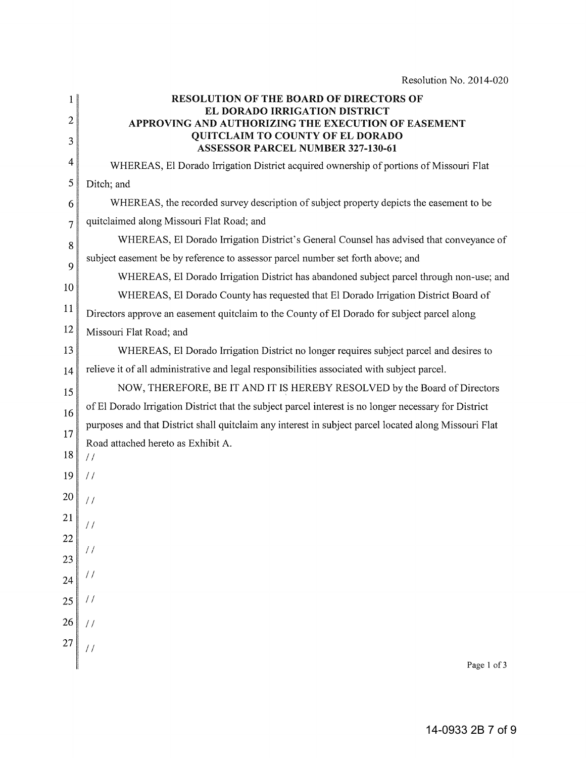Resolution No. 2014-020

**RESOLUTION OF THE BOARD OF DIRECTORS OF EL DORADO IRRIGATION DISTRICT APPROVING AND AUTHORIZING THE EXECUTION OF EASEMENT QUITCLAIM TO COUNTY OF EL DORADO ASSESSOR PARCEL NUMBER 327-130-61**

WHEREAS, El Dorado Irrigation District acquired ownership of portions of Missouri Flat Ditch; and

WHEREAS, the recorded survey description of subject property depicts the easement to be quitclaimed along Missouri Flat Road; and

WHEREAS, El Dorado Irrigation District's General Counsel has advised that conveyance of subject easement be by reference to assessor parcel number set forth above; and

WHEREAS, El Dorado Irrigation District has abandoned subject parcel through non-use; and

WHEREAS, El Dorado County has requested that El Dorado Irrigation District Board of Directors approve an easement quitclaim to the County of El Dorado for subject parcel along Missouri Flat Road; and

WHEREAS, El Dorado Irrigation District no longer requires subject parcel and desires to relieve it of all administrative and legal responsibilities associated with subject parcel.

NOW, THEREFORE, BE IT AND IT IS HEREBY RESOLVED by the Board of Directors of El Dorado Irrigation District that the subject parcel interest is no longer necessary for District purposes and that District shall quitclaim any interest in subject parcel located along Missouri Flat Road attached hereto as Exhibit A.

//

//

//

//

//

//

//

//

//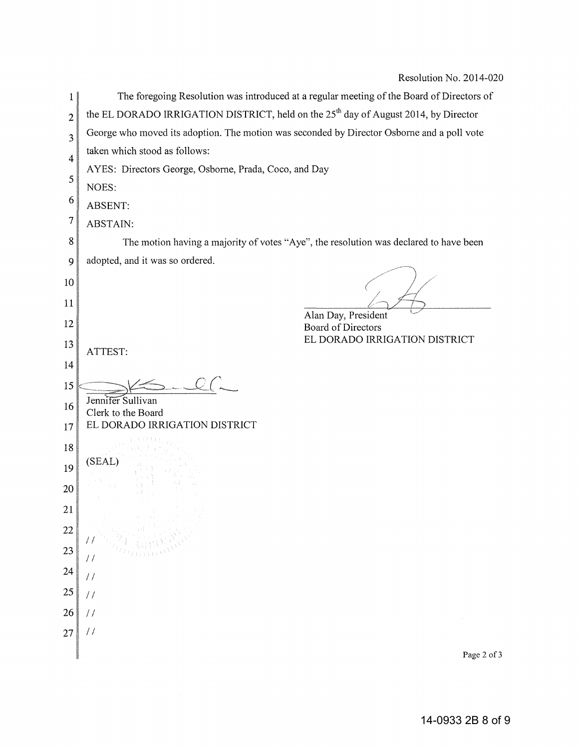Resolution No. 2014-020

The foregoing Resolution was introduced at a regular meeting of the Board of Directors of the EL DORADO IRRIGATION DISTRICT, held on the 25th day of August 2014, by Director George who moved its adoption. The motion was seconded by Director Osborne and a poll vote taken which stood as follows:

AYES: Directors George, Osborne, Prada, Coco, and Day

NOES:

ABSENT:

ABSTAIN:

The motion having a majority of votes "Aye", the resolution was declared to have been adopted, and it was so ordered.

Alan Day, President
Board of Directors
EL DORADO IRRIGATION DISTRICT

ATTEST:

Jennifer Sullivan
Clerk to the Board
EL DORADO IRRIGATION DISTRICT

(SEAL)

//
//
//
//
//
//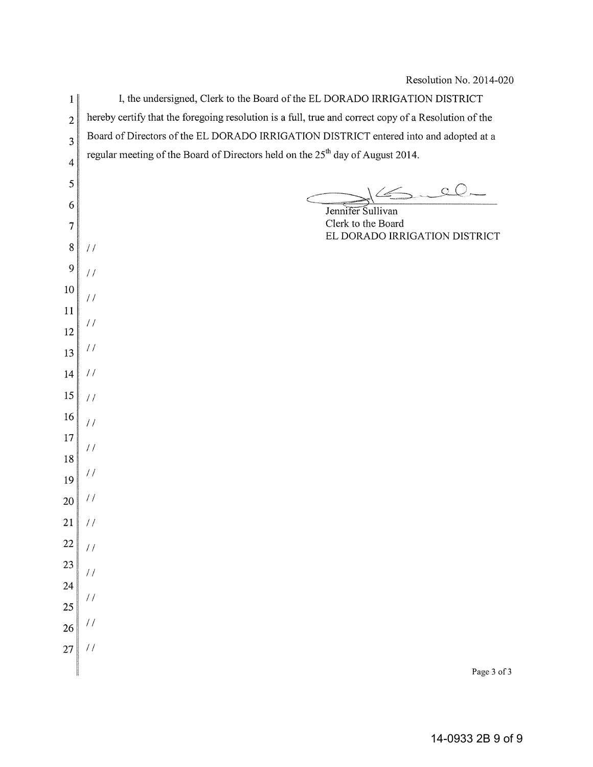Resolution No. 2014-020

I, the undersigned, Clerk to the Board of the EL DORADO IRRIGATION DISTRICT hereby certify that the foregoing resolution is a full, true and correct copy of a Resolution of the Board of Directors of the EL DORADO IRRIGATION DISTRICT entered into and adopted at a regular meeting of the Board of Directors held on the 25th day of August 2014.

Jennifer Sullivan
Clerk to the Board
EL DORADO IRRIGATION DISTRICT

//

//

//

//

//

//

//

//

//

//

//

//

//

//

//

//

//

//

//

//